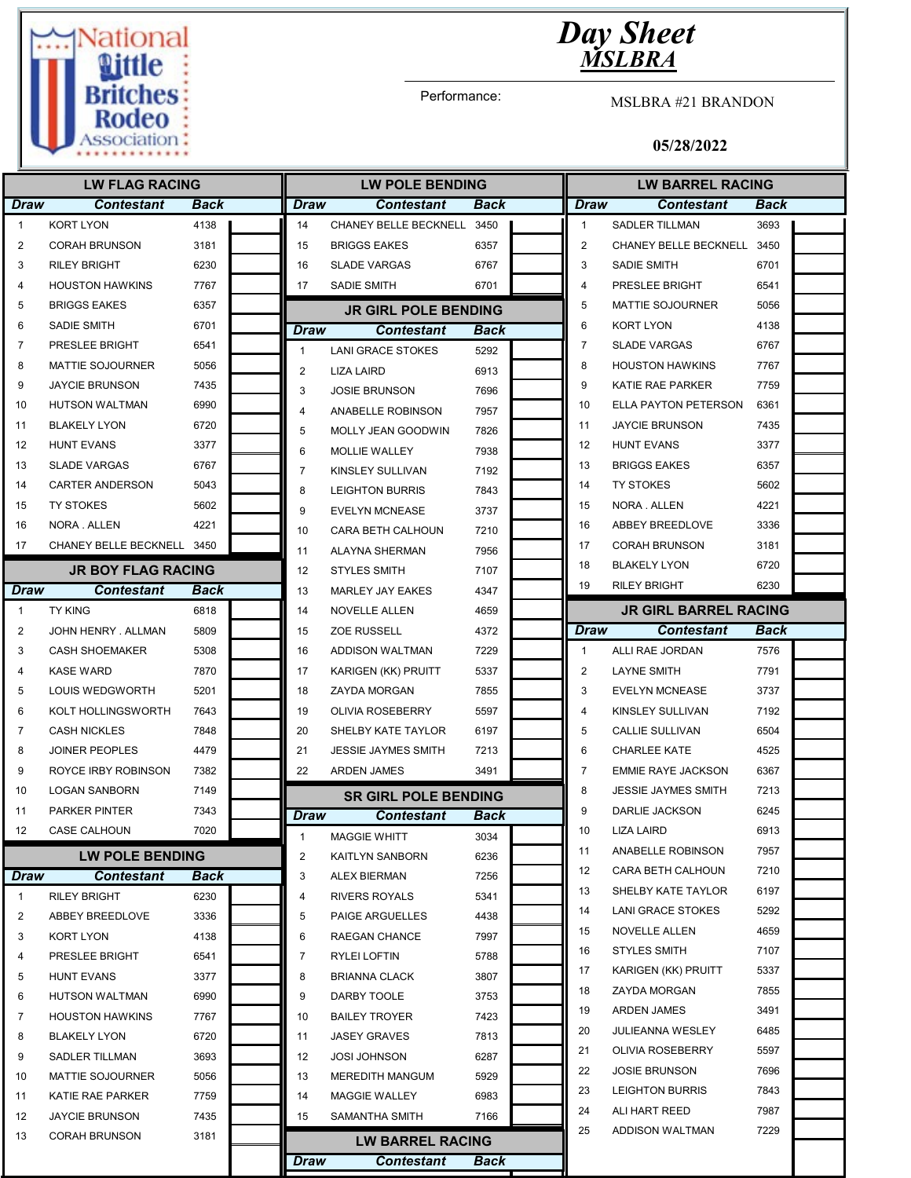National Little Britches Rodeo Association

# Day Sheet
## MSLBRA

Performance: MSLBRA #21 BRANDON

05/28/2022

## LW FLAG RACING

| Draw | Contestant | Back | |
|---|---|---|---|
| 1 | KORT LYON | 4138 | |
| 2 | CORAH BRUNSON | 3181 | |
| 3 | RILEY BRIGHT | 6230 | |
| 4 | HOUSTON HAWKINS | 7767 | |
| 5 | BRIGGS EAKES | 6357 | |
| 6 | SADIE SMITH | 6701 | |
| 7 | PRESLEE BRIGHT | 6541 | |
| 8 | MATTIE SOJOURNER | 5056 | |
| 9 | JAYCIE BRUNSON | 7435 | |
| 10 | HUTSON WALTMAN | 6990 | |
| 11 | BLAKELY LYON | 6720 | |
| 12 | HUNT EVANS | 3377 | |
| 13 | SLADE VARGAS | 6767 | |
| 14 | CARTER ANDERSON | 5043 | |
| 15 | TY STOKES | 5602 | |
| 16 | NORA . ALLEN | 4221 | |
| 17 | CHANEY BELLE BECKNELL | 3450 | |

## JR BOY FLAG RACING

| Draw | Contestant | Back | |
|---|---|---|---|
| 1 | TY KING | 6818 | |
| 2 | JOHN HENRY . ALLMAN | 5809 | |
| 3 | CASH SHOEMAKER | 5308 | |
| 4 | KASE WARD | 7870 | |
| 5 | LOUIS WEDGWORTH | 5201 | |
| 6 | KOLT HOLLINGSWORTH | 7643 | |
| 7 | CASH NICKLES | 7848 | |
| 8 | JOINER PEOPLES | 4479 | |
| 9 | ROYCE IRBY ROBINSON | 7382 | |
| 10 | LOGAN SANBORN | 7149 | |
| 11 | PARKER PINTER | 7343 | |
| 12 | CASE CALHOUN | 7020 | |

## LW POLE BENDING

| Draw | Contestant | Back | |
|---|---|---|---|
| 1 | RILEY BRIGHT | 6230 | |
| 2 | ABBEY BREEDLOVE | 3336 | |
| 3 | KORT LYON | 4138 | |
| 4 | PRESLEE BRIGHT | 6541 | |
| 5 | HUNT EVANS | 3377 | |
| 6 | HUTSON WALTMAN | 6990 | |
| 7 | HOUSTON HAWKINS | 7767 | |
| 8 | BLAKELY LYON | 6720 | |
| 9 | SADLER TILLMAN | 3693 | |
| 10 | MATTIE SOJOURNER | 5056 | |
| 11 | KATIE RAE PARKER | 7759 | |
| 12 | JAYCIE BRUNSON | 7435 | |
| 13 | CORAH BRUNSON | 3181 | |
| 14 | CHANEY BELLE BECKNELL | 3450 | |
| 15 | BRIGGS EAKES | 6357 | |
| 16 | SLADE VARGAS | 6767 | |
| 17 | SADIE SMITH | 6701 | |

## JR GIRL POLE BENDING

| Draw | Contestant | Back | |
|---|---|---|---|
| 1 | LANI GRACE STOKES | 5292 | |
| 2 | LIZA LAIRD | 6913 | |
| 3 | JOSIE BRUNSON | 7696 | |
| 4 | ANABELLE ROBINSON | 7957 | |
| 5 | MOLLY JEAN GOODWIN | 7826 | |
| 6 | MOLLIE WALLEY | 7938 | |
| 7 | KINSLEY SULLIVAN | 7192 | |
| 8 | LEIGHTON BURRIS | 7843 | |
| 9 | EVELYN MCNEASE | 3737 | |
| 10 | CARA BETH CALHOUN | 7210 | |
| 11 | ALAYNA SHERMAN | 7956 | |
| 12 | STYLES SMITH | 7107 | |
| 13 | MARLEY JAY EAKES | 4347 | |
| 14 | NOVELLE ALLEN | 4659 | |
| 15 | ZOE RUSSELL | 4372 | |
| 16 | ADDISON WALTMAN | 7229 | |
| 17 | KARIGEN (KK) PRUITT | 5337 | |
| 18 | ZAYDA MORGAN | 7855 | |
| 19 | OLIVIA ROSEBERRY | 5597 | |
| 20 | SHELBY KATE TAYLOR | 6197 | |
| 21 | JESSIE JAYMES SMITH | 7213 | |
| 22 | ARDEN JAMES | 3491 | |

## SR GIRL POLE BENDING

| Draw | Contestant | Back | |
|---|---|---|---|
| 1 | MAGGIE WHITT | 3034 | |
| 2 | KAITLYN SANBORN | 6236 | |
| 3 | ALEX BIERMAN | 7256 | |
| 4 | RIVERS ROYALS | 5341 | |
| 5 | PAIGE ARGUELLES | 4438 | |
| 6 | RAEGAN CHANCE | 7997 | |
| 7 | RYLEI LOFTIN | 5788 | |
| 8 | BRIANNA CLACK | 3807 | |
| 9 | DARBY TOOLE | 3753 | |
| 10 | BAILEY TROYER | 7423 | |
| 11 | JASEY GRAVES | 7813 | |
| 12 | JOSI JOHNSON | 6287 | |
| 13 | MEREDITH MANGUM | 5929 | |
| 14 | MAGGIE WALLEY | 6983 | |
| 15 | SAMANTHA SMITH | 7166 | |

## LW BARREL RACING

| Draw | Contestant | Back | |
|---|---|---|---|
| 1 | SADLER TILLMAN | 3693 | |
| 2 | CHANEY BELLE BECKNELL | 3450 | |
| 3 | SADIE SMITH | 6701 | |
| 4 | PRESLEE BRIGHT | 6541 | |
| 5 | MATTIE SOJOURNER | 5056 | |
| 6 | KORT LYON | 4138 | |
| 7 | SLADE VARGAS | 6767 | |
| 8 | HOUSTON HAWKINS | 7767 | |
| 9 | KATIE RAE PARKER | 7759 | |
| 10 | ELLA PAYTON PETERSON | 6361 | |
| 11 | JAYCIE BRUNSON | 7435 | |
| 12 | HUNT EVANS | 3377 | |
| 13 | BRIGGS EAKES | 6357 | |
| 14 | TY STOKES | 5602 | |
| 15 | NORA . ALLEN | 4221 | |
| 16 | ABBEY BREEDLOVE | 3336 | |
| 17 | CORAH BRUNSON | 3181 | |
| 18 | BLAKELY LYON | 6720 | |
| 19 | RILEY BRIGHT | 6230 | |

## JR GIRL BARREL RACING

| Draw | Contestant | Back | |
|---|---|---|---|
| 1 | ALLI RAE JORDAN | 7576 | |
| 2 | LAYNE SMITH | 7791 | |
| 3 | EVELYN MCNEASE | 3737 | |
| 4 | KINSLEY SULLIVAN | 7192 | |
| 5 | CALLIE SULLIVAN | 6504 | |
| 6 | CHARLEE KATE | 4525 | |
| 7 | EMMIE RAYE JACKSON | 6367 | |
| 8 | JESSIE JAYMES SMITH | 7213 | |
| 9 | DARLIE JACKSON | 6245 | |
| 10 | LIZA LAIRD | 6913 | |
| 11 | ANABELLE ROBINSON | 7957 | |
| 12 | CARA BETH CALHOUN | 7210 | |
| 13 | SHELBY KATE TAYLOR | 6197 | |
| 14 | LANI GRACE STOKES | 5292 | |
| 15 | NOVELLE ALLEN | 4659 | |
| 16 | STYLES SMITH | 7107 | |
| 17 | KARIGEN (KK) PRUITT | 5337 | |
| 18 | ZAYDA MORGAN | 7855 | |
| 19 | ARDEN JAMES | 3491 | |
| 20 | JULIEANNA WESLEY | 6485 | |
| 21 | OLIVIA ROSEBERRY | 5597 | |
| 22 | JOSIE BRUNSON | 7696 | |
| 23 | LEIGHTON BURRIS | 7843 | |
| 24 | ALI HART REED | 7987 | |
| 25 | ADDISON WALTMAN | 7229 | |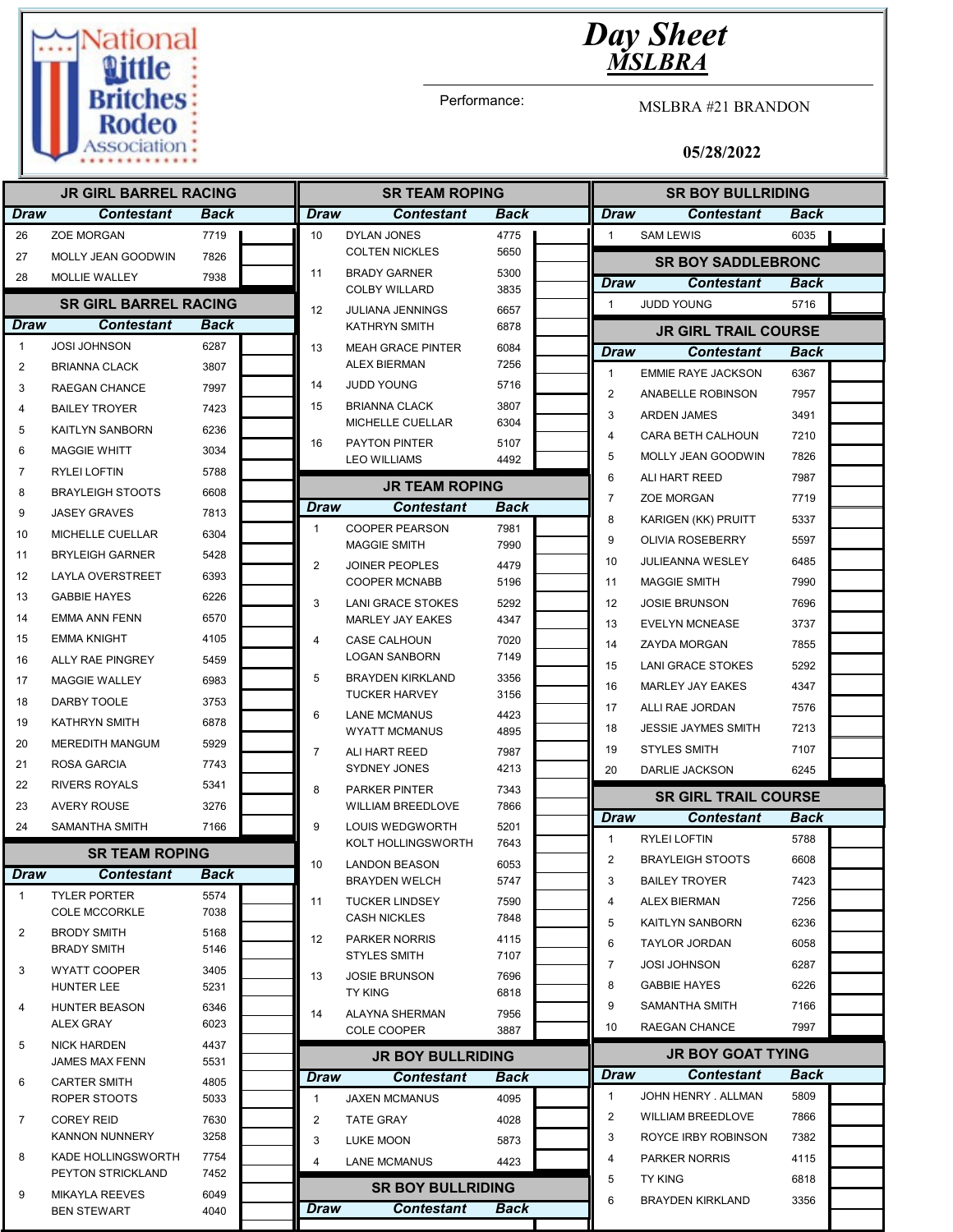# Day Sheet
## MSLBRA

National Little Britches Rodeo Association

Performance: MSLBRA #21 BRANDON

05/28/2022

### JR GIRL BARREL RACING

| Draw | Contestant | Back | |
|---|---|---|---|
| 26 | ZOE MORGAN | 7719 | |
| 27 | MOLLY JEAN GOODWIN | 7826 | |
| 28 | MOLLIE WALLEY | 7938 | |

### SR GIRL BARREL RACING

| Draw | Contestant | Back | |
|---|---|---|---|
| 1 | JOSI JOHNSON | 6287 | |
| 2 | BRIANNA CLACK | 3807 | |
| 3 | RAEGAN CHANCE | 7997 | |
| 4 | BAILEY TROYER | 7423 | |
| 5 | KAITLYN SANBORN | 6236 | |
| 6 | MAGGIE WHITT | 3034 | |
| 7 | RYLEI LOFTIN | 5788 | |
| 8 | BRAYLEIGH STOOTS | 6608 | |
| 9 | JASEY GRAVES | 7813 | |
| 10 | MICHELLE CUELLAR | 6304 | |
| 11 | BRYLEIGH GARNER | 5428 | |
| 12 | LAYLA OVERSTREET | 6393 | |
| 13 | GABBIE HAYES | 6226 | |
| 14 | EMMA ANN FENN | 6570 | |
| 15 | EMMA KNIGHT | 4105 | |
| 16 | ALLY RAE PINGREY | 5459 | |
| 17 | MAGGIE WALLEY | 6983 | |
| 18 | DARBY TOOLE | 3753 | |
| 19 | KATHRYN SMITH | 6878 | |
| 20 | MEREDITH MANGUM | 5929 | |
| 21 | ROSA GARCIA | 7743 | |
| 22 | RIVERS ROYALS | 5341 | |
| 23 | AVERY ROUSE | 3276 | |
| 24 | SAMANTHA SMITH | 7166 | |

### SR TEAM ROPING

| Draw | Contestant | Back | |
|---|---|---|---|
| 1 | TYLER PORTER | 5574 | |
| | COLE MCCORKLE | 7038 | |
| 2 | BRODY SMITH | 5168 | |
| | BRADY SMITH | 5146 | |
| 3 | WYATT COOPER | 3405 | |
| | HUNTER LEE | 5231 | |
| 4 | HUNTER BEASON | 6346 | |
| | ALEX GRAY | 6023 | |
| 5 | NICK HARDEN | 4437 | |
| | JAMES MAX FENN | 5531 | |
| 6 | CARTER SMITH | 4805 | |
| | ROPER STOOTS | 5033 | |
| 7 | COREY REID | 7630 | |
| | KANNON NUNNERY | 3258 | |
| 8 | KADE HOLLINGSWORTH | 7754 | |
| | PEYTON STRICKLAND | 7452 | |
| 9 | MIKAYLA REEVES | 6049 | |
| | BEN STEWART | 4040 | |
| 10 | DYLAN JONES | 4775 | |
| | COLTEN NICKLES | 5650 | |
| 11 | BRADY GARNER | 5300 | |
| | COLBY WILLARD | 3835 | |
| 12 | JULIANA JENNINGS | 6657 | |
| | KATHRYN SMITH | 6878 | |
| 13 | MEAH GRACE PINTER | 6084 | |
| | ALEX BIERMAN | 7256 | |
| 14 | JUDD YOUNG | 5716 | |
| 15 | BRIANNA CLACK | 3807 | |
| | MICHELLE CUELLAR | 6304 | |
| 16 | PAYTON PINTER | 5107 | |
| | LEO WILLIAMS | 4492 | |

### JR TEAM ROPING

| Draw | Contestant | Back | |
|---|---|---|---|
| 1 | COOPER PEARSON | 7981 | |
| | MAGGIE SMITH | 7990 | |
| 2 | JOINER PEOPLES | 4479 | |
| | COOPER MCNABB | 5196 | |
| 3 | LANI GRACE STOKES | 5292 | |
| | MARLEY JAY EAKES | 4347 | |
| 4 | CASE CALHOUN | 7020 | |
| | LOGAN SANBORN | 7149 | |
| 5 | BRAYDEN KIRKLAND | 3356 | |
| | TUCKER HARVEY | 3156 | |
| 6 | LANE MCMANUS | 4423 | |
| | WYATT MCMANUS | 4895 | |
| 7 | ALI HART REED | 7987 | |
| | SYDNEY JONES | 4213 | |
| 8 | PARKER PINTER | 7343 | |
| | WILLIAM BREEDLOVE | 7866 | |
| 9 | LOUIS WEDGWORTH | 5201 | |
| | KOLT HOLLINGSWORTH | 7643 | |
| 10 | LANDON BEASON | 6053 | |
| | BRAYDEN WELCH | 5747 | |
| 11 | TUCKER LINDSEY | 7590 | |
| | CASH NICKLES | 7848 | |
| 12 | PARKER NORRIS | 4115 | |
| | STYLES SMITH | 7107 | |
| 13 | JOSIE BRUNSON | 7696 | |
| | TY KING | 6818 | |
| 14 | ALAYNA SHERMAN | 7956 | |
| | COLE COOPER | 3887 | |

### JR BOY BULLRIDING

| Draw | Contestant | Back | |
|---|---|---|---|
| 1 | JAXEN MCMANUS | 4095 | |
| 2 | TATE GRAY | 4028 | |
| 3 | LUKE MOON | 5873 | |
| 4 | LANE MCMANUS | 4423 | |

### SR BOY BULLRIDING

| Draw | Contestant | Back | |
|---|---|---|---|
| 1 | SAM LEWIS | 6035 | |

### SR BOY SADDLEBRONC

| Draw | Contestant | Back | |
|---|---|---|---|
| 1 | JUDD YOUNG | 5716 | |

### JR GIRL TRAIL COURSE

| Draw | Contestant | Back | |
|---|---|---|---|
| 1 | EMMIE RAYE JACKSON | 6367 | |
| 2 | ANABELLE ROBINSON | 7957 | |
| 3 | ARDEN JAMES | 3491 | |
| 4 | CARA BETH CALHOUN | 7210 | |
| 5 | MOLLY JEAN GOODWIN | 7826 | |
| 6 | ALI HART REED | 7987 | |
| 7 | ZOE MORGAN | 7719 | |
| 8 | KARIGEN (KK) PRUITT | 5337 | |
| 9 | OLIVIA ROSEBERRY | 5597 | |
| 10 | JULIEANNA WESLEY | 6485 | |
| 11 | MAGGIE SMITH | 7990 | |
| 12 | JOSIE BRUNSON | 7696 | |
| 13 | EVELYN MCNEASE | 3737 | |
| 14 | ZAYDA MORGAN | 7855 | |
| 15 | LANI GRACE STOKES | 5292 | |
| 16 | MARLEY JAY EAKES | 4347 | |
| 17 | ALLI RAE JORDAN | 7576 | |
| 18 | JESSIE JAYMES SMITH | 7213 | |
| 19 | STYLES SMITH | 7107 | |
| 20 | DARLIE JACKSON | 6245 | |

### SR GIRL TRAIL COURSE

| Draw | Contestant | Back | |
|---|---|---|---|
| 1 | RYLEI LOFTIN | 5788 | |
| 2 | BRAYLEIGH STOOTS | 6608 | |
| 3 | BAILEY TROYER | 7423 | |
| 4 | ALEX BIERMAN | 7256 | |
| 5 | KAITLYN SANBORN | 6236 | |
| 6 | TAYLOR JORDAN | 6058 | |
| 7 | JOSI JOHNSON | 6287 | |
| 8 | GABBIE HAYES | 6226 | |
| 9 | SAMANTHA SMITH | 7166 | |
| 10 | RAEGAN CHANCE | 7997 | |

### JR BOY GOAT TYING

| Draw | Contestant | Back | |
|---|---|---|---|
| 1 | JOHN HENRY . ALLMAN | 5809 | |
| 2 | WILLIAM BREEDLOVE | 7866 | |
| 3 | ROYCE IRBY ROBINSON | 7382 | |
| 4 | PARKER NORRIS | 4115 | |
| 5 | TY KING | 6818 | |
| 6 | BRAYDEN KIRKLAND | 3356 | |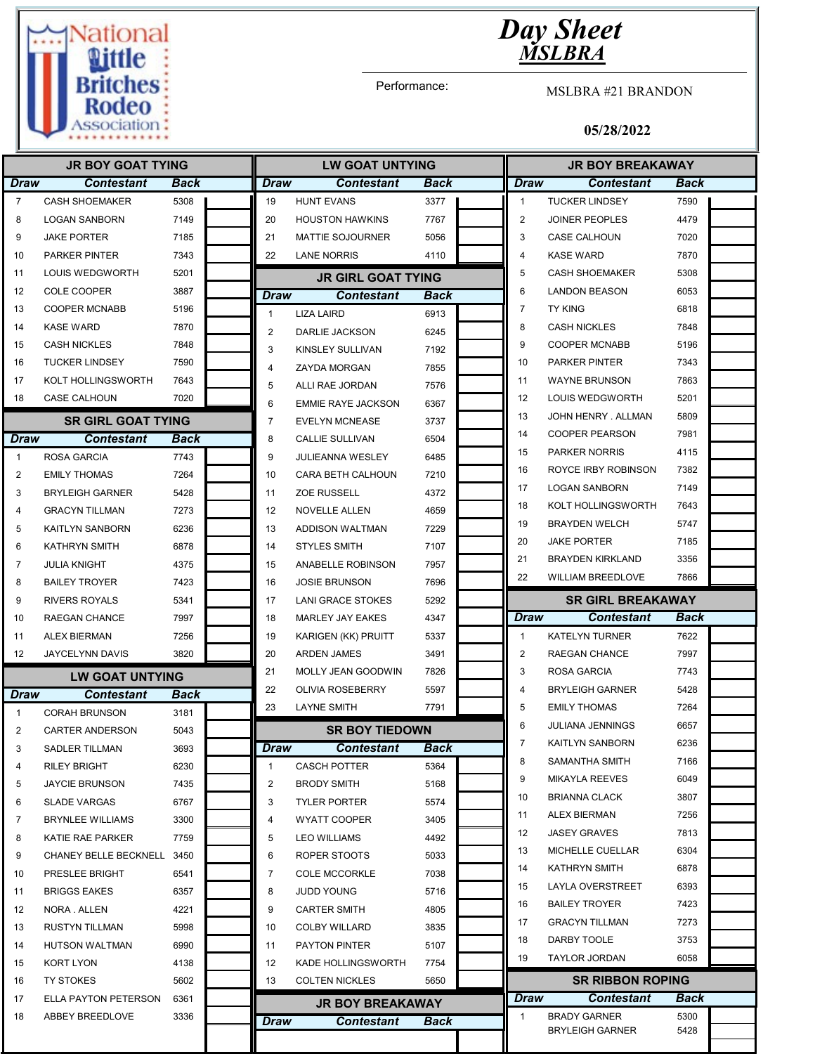# Day Sheet

## MSLBRA

National Little Britches Rodeo Association

Performance: MSLBRA #21 BRANDON

05/28/2022

### JR BOY GOAT TYING

| Draw | Contestant | Back | |
|---|---|---|---|
| 7 | CASH SHOEMAKER | 5308 | |
| 8 | LOGAN SANBORN | 7149 | |
| 9 | JAKE PORTER | 7185 | |
| 10 | PARKER PINTER | 7343 | |
| 11 | LOUIS WEDGWORTH | 5201 | |
| 12 | COLE COOPER | 3887 | |
| 13 | COOPER MCNABB | 5196 | |
| 14 | KASE WARD | 7870 | |
| 15 | CASH NICKLES | 7848 | |
| 16 | TUCKER LINDSEY | 7590 | |
| 17 | KOLT HOLLINGSWORTH | 7643 | |
| 18 | CASE CALHOUN | 7020 | |

### SR GIRL GOAT TYING

| Draw | Contestant | Back | |
|---|---|---|---|
| 1 | ROSA GARCIA | 7743 | |
| 2 | EMILY THOMAS | 7264 | |
| 3 | BRYLEIGH GARNER | 5428 | |
| 4 | GRACYN TILLMAN | 7273 | |
| 5 | KAITLYN SANBORN | 6236 | |
| 6 | KATHRYN SMITH | 6878 | |
| 7 | JULIA KNIGHT | 4375 | |
| 8 | BAILEY TROYER | 7423 | |
| 9 | RIVERS ROYALS | 5341 | |
| 10 | RAEGAN CHANCE | 7997 | |
| 11 | ALEX BIERMAN | 7256 | |
| 12 | JAYCELYNN DAVIS | 3820 | |

### LW GOAT UNTYING

| Draw | Contestant | Back | |
|---|---|---|---|
| 1 | CORAH BRUNSON | 3181 | |
| 2 | CARTER ANDERSON | 5043 | |
| 3 | SADLER TILLMAN | 3693 | |
| 4 | RILEY BRIGHT | 6230 | |
| 5 | JAYCIE BRUNSON | 7435 | |
| 6 | SLADE VARGAS | 6767 | |
| 7 | BRYNLEE WILLIAMS | 3300 | |
| 8 | KATIE RAE PARKER | 7759 | |
| 9 | CHANEY BELLE BECKNELL | 3450 | |
| 10 | PRESLEE BRIGHT | 6541 | |
| 11 | BRIGGS EAKES | 6357 | |
| 12 | NORA . ALLEN | 4221 | |
| 13 | RUSTYN TILLMAN | 5998 | |
| 14 | HUTSON WALTMAN | 6990 | |
| 15 | KORT LYON | 4138 | |
| 16 | TY STOKES | 5602 | |
| 17 | ELLA PAYTON PETERSON | 6361 | |
| 18 | ABBEY BREEDLOVE | 3336 | |
| 19 | HUNT EVANS | 3377 | |
| 20 | HOUSTON HAWKINS | 7767 | |
| 21 | MATTIE SOJOURNER | 5056 | |
| 22 | LANE NORRIS | 4110 | |

### JR GIRL GOAT TYING

| Draw | Contestant | Back | |
|---|---|---|---|
| 1 | LIZA LAIRD | 6913 | |
| 2 | DARLIE JACKSON | 6245 | |
| 3 | KINSLEY SULLIVAN | 7192 | |
| 4 | ZAYDA MORGAN | 7855 | |
| 5 | ALLI RAE JORDAN | 7576 | |
| 6 | EMMIE RAYE JACKSON | 6367 | |
| 7 | EVELYN MCNEASE | 3737 | |
| 8 | CALLIE SULLIVAN | 6504 | |
| 9 | JULIEANNA WESLEY | 6485 | |
| 10 | CARA BETH CALHOUN | 7210 | |
| 11 | ZOE RUSSELL | 4372 | |
| 12 | NOVELLE ALLEN | 4659 | |
| 13 | ADDISON WALTMAN | 7229 | |
| 14 | STYLES SMITH | 7107 | |
| 15 | ANABELLE ROBINSON | 7957 | |
| 16 | JOSIE BRUNSON | 7696 | |
| 17 | LANI GRACE STOKES | 5292 | |
| 18 | MARLEY JAY EAKES | 4347 | |
| 19 | KARIGEN (KK) PRUITT | 5337 | |
| 20 | ARDEN JAMES | 3491 | |
| 21 | MOLLY JEAN GOODWIN | 7826 | |
| 22 | OLIVIA ROSEBERRY | 5597 | |
| 23 | LAYNE SMITH | 7791 | |

### SR BOY TIEDOWN

| Draw | Contestant | Back | |
|---|---|---|---|
| 1 | CASCH POTTER | 5364 | |
| 2 | BRODY SMITH | 5168 | |
| 3 | TYLER PORTER | 5574 | |
| 4 | WYATT COOPER | 3405 | |
| 5 | LEO WILLIAMS | 4492 | |
| 6 | ROPER STOOTS | 5033 | |
| 7 | COLE MCCORKLE | 7038 | |
| 8 | JUDD YOUNG | 5716 | |
| 9 | CARTER SMITH | 4805 | |
| 10 | COLBY WILLARD | 3835 | |
| 11 | PAYTON PINTER | 5107 | |
| 12 | KADE HOLLINGSWORTH | 7754 | |
| 13 | COLTEN NICKLES | 5650 | |

### JR BOY BREAKAWAY

| Draw | Contestant | Back | |
|---|---|---|---|
| 1 | TUCKER LINDSEY | 7590 | |
| 2 | JOINER PEOPLES | 4479 | |
| 3 | CASE CALHOUN | 7020 | |
| 4 | KASE WARD | 7870 | |
| 5 | CASH SHOEMAKER | 5308 | |
| 6 | LANDON BEASON | 6053 | |
| 7 | TY KING | 6818 | |
| 8 | CASH NICKLES | 7848 | |
| 9 | COOPER MCNABB | 5196 | |
| 10 | PARKER PINTER | 7343 | |
| 11 | WAYNE BRUNSON | 7863 | |
| 12 | LOUIS WEDGWORTH | 5201 | |
| 13 | JOHN HENRY . ALLMAN | 5809 | |
| 14 | COOPER PEARSON | 7981 | |
| 15 | PARKER NORRIS | 4115 | |
| 16 | ROYCE IRBY ROBINSON | 7382 | |
| 17 | LOGAN SANBORN | 7149 | |
| 18 | KOLT HOLLINGSWORTH | 7643 | |
| 19 | BRAYDEN WELCH | 5747 | |
| 20 | JAKE PORTER | 7185 | |
| 21 | BRAYDEN KIRKLAND | 3356 | |
| 22 | WILLIAM BREEDLOVE | 7866 | |

### SR GIRL BREAKAWAY

| Draw | Contestant | Back | |
|---|---|---|---|
| 1 | KATELYN TURNER | 7622 | |
| 2 | RAEGAN CHANCE | 7997 | |
| 3 | ROSA GARCIA | 7743 | |
| 4 | BRYLEIGH GARNER | 5428 | |
| 5 | EMILY THOMAS | 7264 | |
| 6 | JULIANA JENNINGS | 6657 | |
| 7 | KAITLYN SANBORN | 6236 | |
| 8 | SAMANTHA SMITH | 7166 | |
| 9 | MIKAYLA REEVES | 6049 | |
| 10 | BRIANNA CLACK | 3807 | |
| 11 | ALEX BIERMAN | 7256 | |
| 12 | JASEY GRAVES | 7813 | |
| 13 | MICHELLE CUELLAR | 6304 | |
| 14 | KATHRYN SMITH | 6878 | |
| 15 | LAYLA OVERSTREET | 6393 | |
| 16 | BAILEY TROYER | 7423 | |
| 17 | GRACYN TILLMAN | 7273 | |
| 18 | DARBY TOOLE | 3753 | |
| 19 | TAYLOR JORDAN | 6058 | |

### SR RIBBON ROPING

| Draw | Contestant | Back | |
|---|---|---|---|
| 1 | BRADY GARNER | 5300 | |
| | BRYLEIGH GARNER | 5428 | |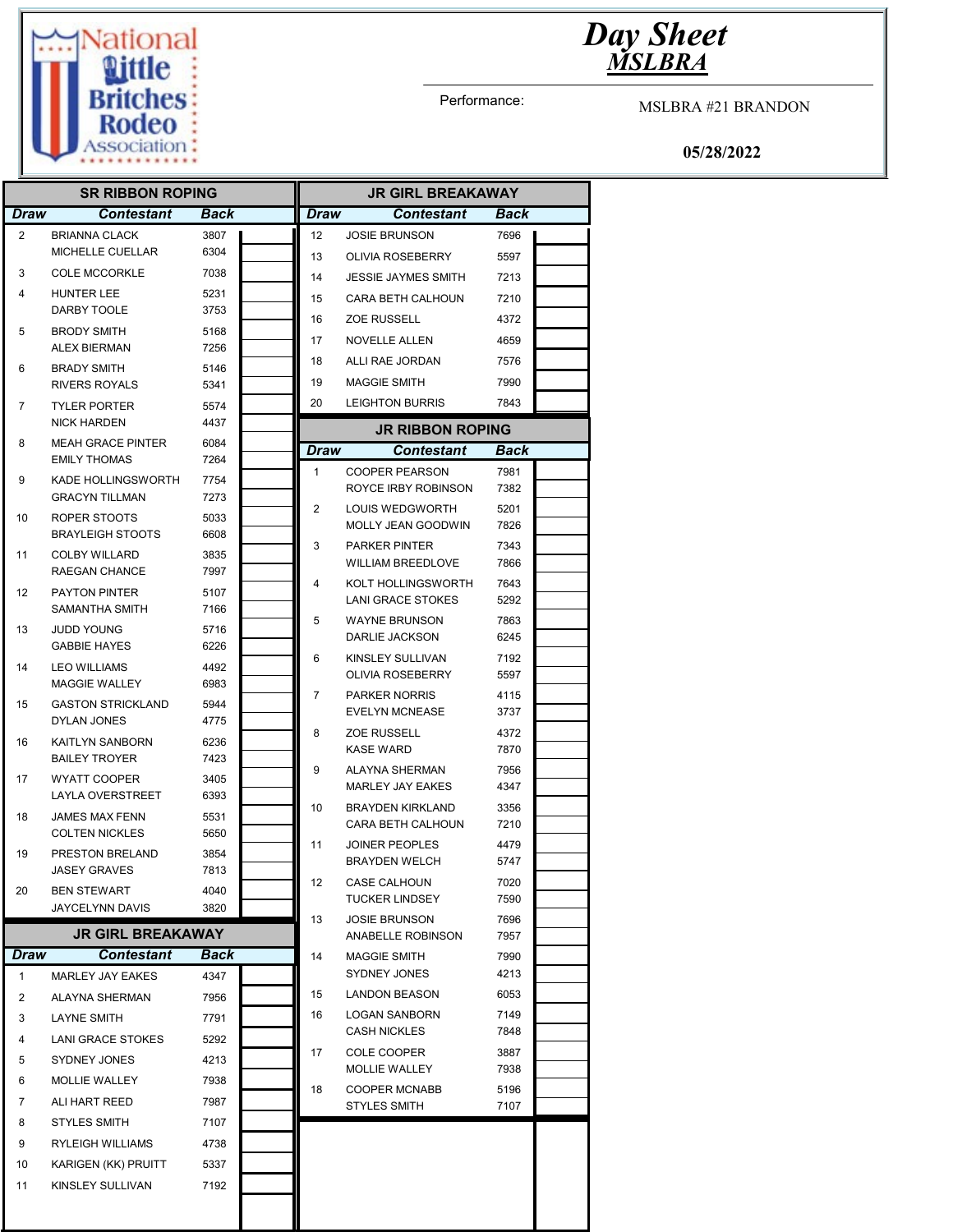# Day Sheet
## MSLBRA

National Little Britches Rodeo Association

Performance: MSLBRA #21 BRANDON

05/28/2022

## SR RIBBON ROPING

| Draw | Contestant | Back | |
|---|---|---|---|
| 2 | BRIANNA CLACK | 3807 | |
| | MICHELLE CUELLAR | 6304 | |
| 3 | COLE MCCORKLE | 7038 | |
| 4 | HUNTER LEE | 5231 | |
| | DARBY TOOLE | 3753 | |
| 5 | BRODY SMITH | 5168 | |
| | ALEX BIERMAN | 7256 | |
| 6 | BRADY SMITH | 5146 | |
| | RIVERS ROYALS | 5341 | |
| 7 | TYLER PORTER | 5574 | |
| | NICK HARDEN | 4437 | |
| 8 | MEAH GRACE PINTER | 6084 | |
| | EMILY THOMAS | 7264 | |
| 9 | KADE HOLLINGSWORTH | 7754 | |
| | GRACYN TILLMAN | 7273 | |
| 10 | ROPER STOOTS | 5033 | |
| | BRAYLEIGH STOOTS | 6608 | |
| 11 | COLBY WILLARD | 3835 | |
| | RAEGAN CHANCE | 7997 | |
| 12 | PAYTON PINTER | 5107 | |
| | SAMANTHA SMITH | 7166 | |
| 13 | JUDD YOUNG | 5716 | |
| | GABBIE HAYES | 6226 | |
| 14 | LEO WILLIAMS | 4492 | |
| | MAGGIE WALLEY | 6983 | |
| 15 | GASTON STRICKLAND | 5944 | |
| | DYLAN JONES | 4775 | |
| 16 | KAITLYN SANBORN | 6236 | |
| | BAILEY TROYER | 7423 | |
| 17 | WYATT COOPER | 3405 | |
| | LAYLA OVERSTREET | 6393 | |
| 18 | JAMES MAX FENN | 5531 | |
| | COLTEN NICKLES | 5650 | |
| 19 | PRESTON BRELAND | 3854 | |
| | JASEY GRAVES | 7813 | |
| 20 | BEN STEWART | 4040 | |
| | JAYCELYNN DAVIS | 3820 | |

## JR GIRL BREAKAWAY

| Draw | Contestant | Back | |
|---|---|---|---|
| 1 | MARLEY JAY EAKES | 4347 | |
| 2 | ALAYNA SHERMAN | 7956 | |
| 3 | LAYNE SMITH | 7791 | |
| 4 | LANI GRACE STOKES | 5292 | |
| 5 | SYDNEY JONES | 4213 | |
| 6 | MOLLIE WALLEY | 7938 | |
| 7 | ALI HART REED | 7987 | |
| 8 | STYLES SMITH | 7107 | |
| 9 | RYLEIGH WILLIAMS | 4738 | |
| 10 | KARIGEN (KK) PRUITT | 5337 | |
| 11 | KINSLEY SULLIVAN | 7192 | |
| 12 | JOSIE BRUNSON | 7696 | |
| 13 | OLIVIA ROSEBERRY | 5597 | |
| 14 | JESSIE JAYMES SMITH | 7213 | |
| 15 | CARA BETH CALHOUN | 7210 | |
| 16 | ZOE RUSSELL | 4372 | |
| 17 | NOVELLE ALLEN | 4659 | |
| 18 | ALLI RAE JORDAN | 7576 | |
| 19 | MAGGIE SMITH | 7990 | |
| 20 | LEIGHTON BURRIS | 7843 | |

## JR RIBBON ROPING

| Draw | Contestant | Back | |
|---|---|---|---|
| 1 | COOPER PEARSON | 7981 | |
| | ROYCE IRBY ROBINSON | 7382 | |
| 2 | LOUIS WEDGWORTH | 5201 | |
| | MOLLY JEAN GOODWIN | 7826 | |
| 3 | PARKER PINTER | 7343 | |
| | WILLIAM BREEDLOVE | 7866 | |
| 4 | KOLT HOLLINGSWORTH | 7643 | |
| | LANI GRACE STOKES | 5292 | |
| 5 | WAYNE BRUNSON | 7863 | |
| | DARLIE JACKSON | 6245 | |
| 6 | KINSLEY SULLIVAN | 7192 | |
| | OLIVIA ROSEBERRY | 5597 | |
| 7 | PARKER NORRIS | 4115 | |
| | EVELYN MCNEASE | 3737 | |
| 8 | ZOE RUSSELL | 4372 | |
| | KASE WARD | 7870 | |
| 9 | ALAYNA SHERMAN | 7956 | |
| | MARLEY JAY EAKES | 4347 | |
| 10 | BRAYDEN KIRKLAND | 3356 | |
| | CARA BETH CALHOUN | 7210 | |
| 11 | JOINER PEOPLES | 4479 | |
| | BRAYDEN WELCH | 5747 | |
| 12 | CASE CALHOUN | 7020 | |
| | TUCKER LINDSEY | 7590 | |
| 13 | JOSIE BRUNSON | 7696 | |
| | ANABELLE ROBINSON | 7957 | |
| 14 | MAGGIE SMITH | 7990 | |
| | SYDNEY JONES | 4213 | |
| 15 | LANDON BEASON | 6053 | |
| 16 | LOGAN SANBORN | 7149 | |
| | CASH NICKLES | 7848 | |
| 17 | COLE COOPER | 3887 | |
| | MOLLIE WALLEY | 7938 | |
| 18 | COOPER MCNABB | 5196 | |
| | STYLES SMITH | 7107 | |